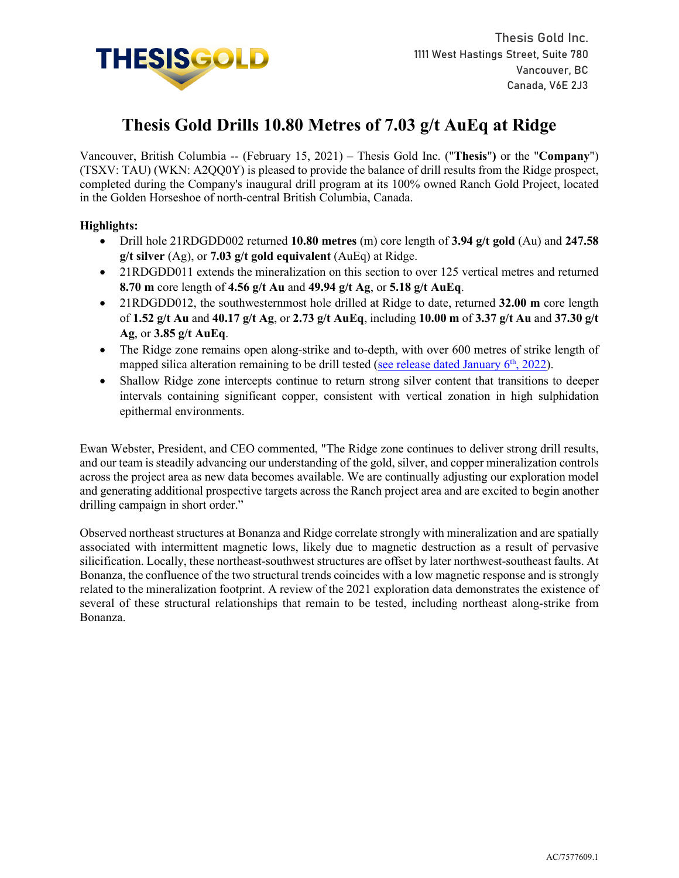Thesis Gold Inc.
1111 West Hastings Street, Suite 780
Vancouver, BC
Canada, V6E 2J3

# Thesis Gold Drills 10.80 Metres of 7.03 g/t AuEq at Ridge

Vancouver, British Columbia -- (February 15, 2021) – Thesis Gold Inc. ("**Thesis**") or the "**Company**") (TSXV: TAU) (WKN: A2QQ0Y) is pleased to provide the balance of drill results from the Ridge prospect, completed during the Company's inaugural drill program at its 100% owned Ranch Gold Project, located in the Golden Horseshoe of north-central British Columbia, Canada.

**Highlights:**

- Drill hole 21RDGDD002 returned **10.80 metres** (m) core length of **3.94 g/t gold** (Au) and **247.58 g/t silver** (Ag), or **7.03 g/t gold equivalent** (AuEq) at Ridge.
- 21RDGDD011 extends the mineralization on this section to over 125 vertical metres and returned **8.70 m** core length of **4.56 g/t Au** and **49.94 g/t Ag**, or **5.18 g/t AuEq**.
- 21RDGDD012, the southwesternmost hole drilled at Ridge to date, returned **32.00 m** core length of **1.52 g/t Au** and **40.17 g/t Ag**, or **2.73 g/t AuEq**, including **10.00 m** of **3.37 g/t Au** and **37.30 g/t Ag**, or **3.85 g/t AuEq**.
- The Ridge zone remains open along-strike and to-depth, with over 600 metres of strike length of mapped silica alteration remaining to be drill tested (see release dated January 6th, 2022).
- Shallow Ridge zone intercepts continue to return strong silver content that transitions to deeper intervals containing significant copper, consistent with vertical zonation in high sulphidation epithermal environments.

Ewan Webster, President, and CEO commented, "The Ridge zone continues to deliver strong drill results, and our team is steadily advancing our understanding of the gold, silver, and copper mineralization controls across the project area as new data becomes available. We are continually adjusting our exploration model and generating additional prospective targets across the Ranch project area and are excited to begin another drilling campaign in short order."

Observed northeast structures at Bonanza and Ridge correlate strongly with mineralization and are spatially associated with intermittent magnetic lows, likely due to magnetic destruction as a result of pervasive silicification. Locally, these northeast-southwest structures are offset by later northwest-southeast faults. At Bonanza, the confluence of the two structural trends coincides with a low magnetic response and is strongly related to the mineralization footprint. A review of the 2021 exploration data demonstrates the existence of several of these structural relationships that remain to be tested, including northeast along-strike from Bonanza.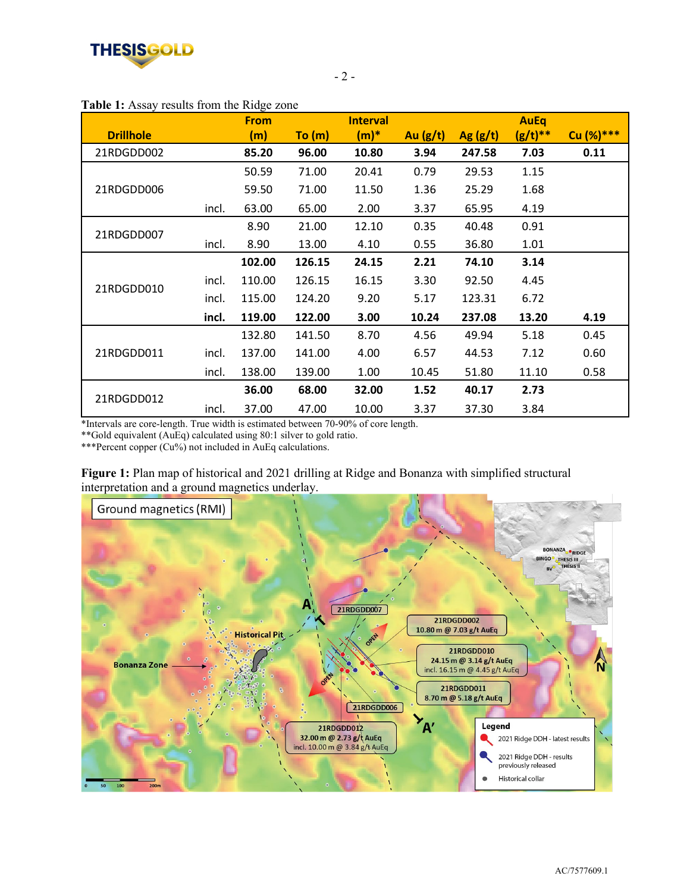**Table 1:** Assay results from the Ridge zone

| Drillhole | | From (m) | To (m) | Interval (m)* | Au (g/t) | Ag (g/t) | AuEq (g/t)** | Cu (%)*** |
|---|---|---|---|---|---|---|---|---|
| **21RDGDD002** | | **85.20** | **96.00** | **10.80** | **3.94** | **247.58** | **7.03** | **0.11** |
| 21RDGDD006 | | 50.59 | 71.00 | 20.41 | 0.79 | 29.53 | 1.15 | |
| | | 59.50 | 71.00 | 11.50 | 1.36 | 25.29 | 1.68 | |
| | incl. | 63.00 | 65.00 | 2.00 | 3.37 | 65.95 | 4.19 | |
| 21RDGDD007 | | 8.90 | 21.00 | 12.10 | 0.35 | 40.48 | 0.91 | |
| | incl. | 8.90 | 13.00 | 4.10 | 0.55 | 36.80 | 1.01 | |
| 21RDGDD010 | | **102.00** | **126.15** | **24.15** | **2.21** | **74.10** | **3.14** | |
| | incl. | 110.00 | 126.15 | 16.15 | 3.30 | 92.50 | 4.45 | |
| | incl. | 115.00 | 124.20 | 9.20 | 5.17 | 123.31 | 6.72 | |
| | **incl.** | **119.00** | **122.00** | **3.00** | **10.24** | **237.08** | **13.20** | **4.19** |
| 21RDGDD011 | | 132.80 | 141.50 | 8.70 | 4.56 | 49.94 | 5.18 | 0.45 |
| | incl. | 137.00 | 141.00 | 4.00 | 6.57 | 44.53 | 7.12 | 0.60 |
| | incl. | 138.00 | 139.00 | 1.00 | 10.45 | 51.80 | 11.10 | 0.58 |
| 21RDGDD012 | | **36.00** | **68.00** | **32.00** | **1.52** | **40.17** | **2.73** | |
| | incl. | 37.00 | 47.00 | 10.00 | 3.37 | 37.30 | 3.84 | |

*Intervals are core-length. True width is estimated between 70-90% of core length.
**Gold equivalent (AuEq) calculated using 80:1 silver to gold ratio.
***Percent copper (Cu%) not included in AuEq calculations.

**Figure 1:** Plan map of historical and 2021 drilling at Ridge and Bonanza with simplified structural interpretation and a ground magnetics underlay.

AC/7577609.1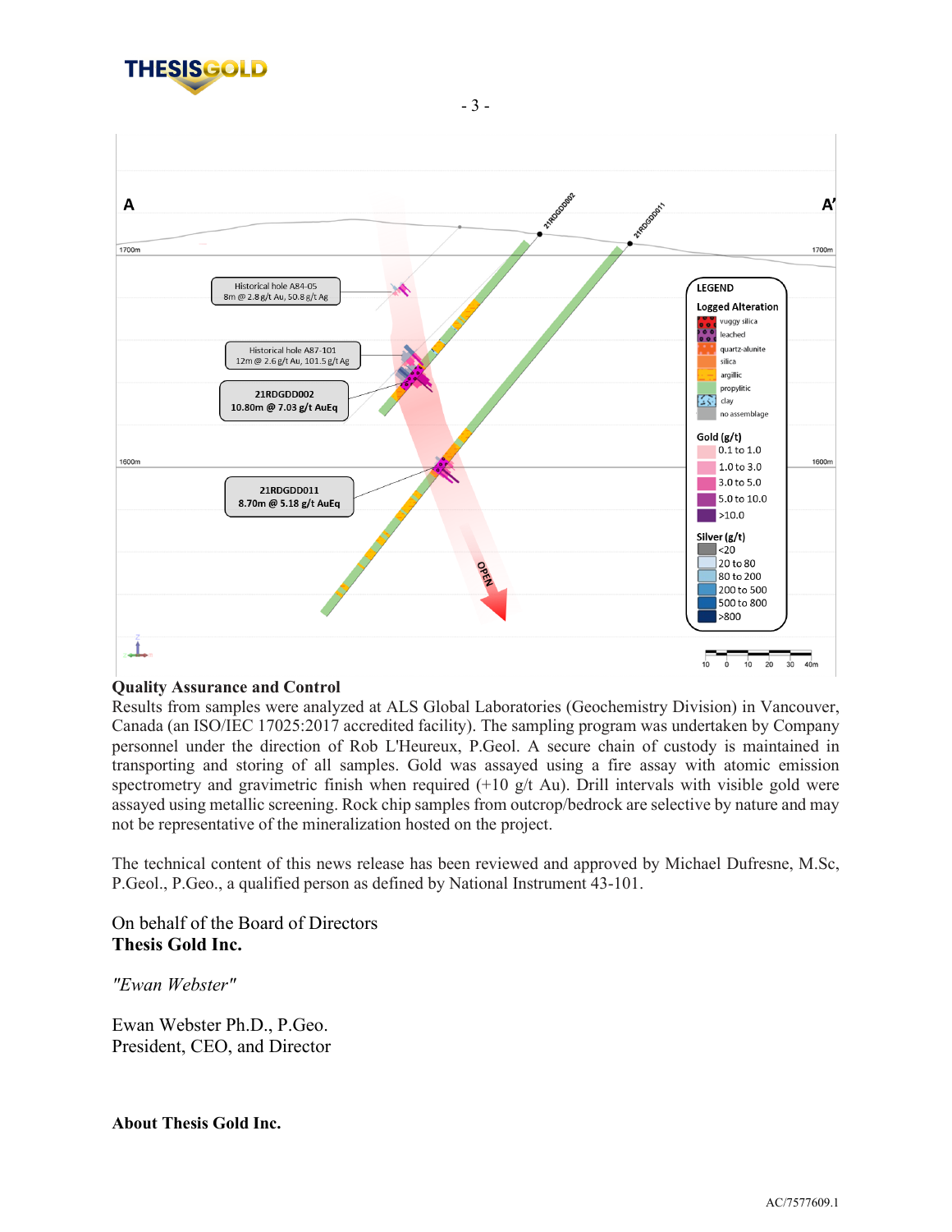## Quality Assurance and Control

Results from samples were analyzed at ALS Global Laboratories (Geochemistry Division) in Vancouver, Canada (an ISO/IEC 17025:2017 accredited facility). The sampling program was undertaken by Company personnel under the direction of Rob L'Heureux, P.Geol. A secure chain of custody is maintained in transporting and storing of all samples. Gold was assayed using a fire assay with atomic emission spectrometry and gravimetric finish when required (+10 g/t Au). Drill intervals with visible gold were assayed using metallic screening. Rock chip samples from outcrop/bedrock are selective by nature and may not be representative of the mineralization hosted on the project.

The technical content of this news release has been reviewed and approved by Michael Dufresne, M.Sc, P.Geol., P.Geo., a qualified person as defined by National Instrument 43-101.

On behalf of the Board of Directors
**Thesis Gold Inc.**

*"Ewan Webster"*

Ewan Webster Ph.D., P.Geo.
President, CEO, and Director

**About Thesis Gold Inc.**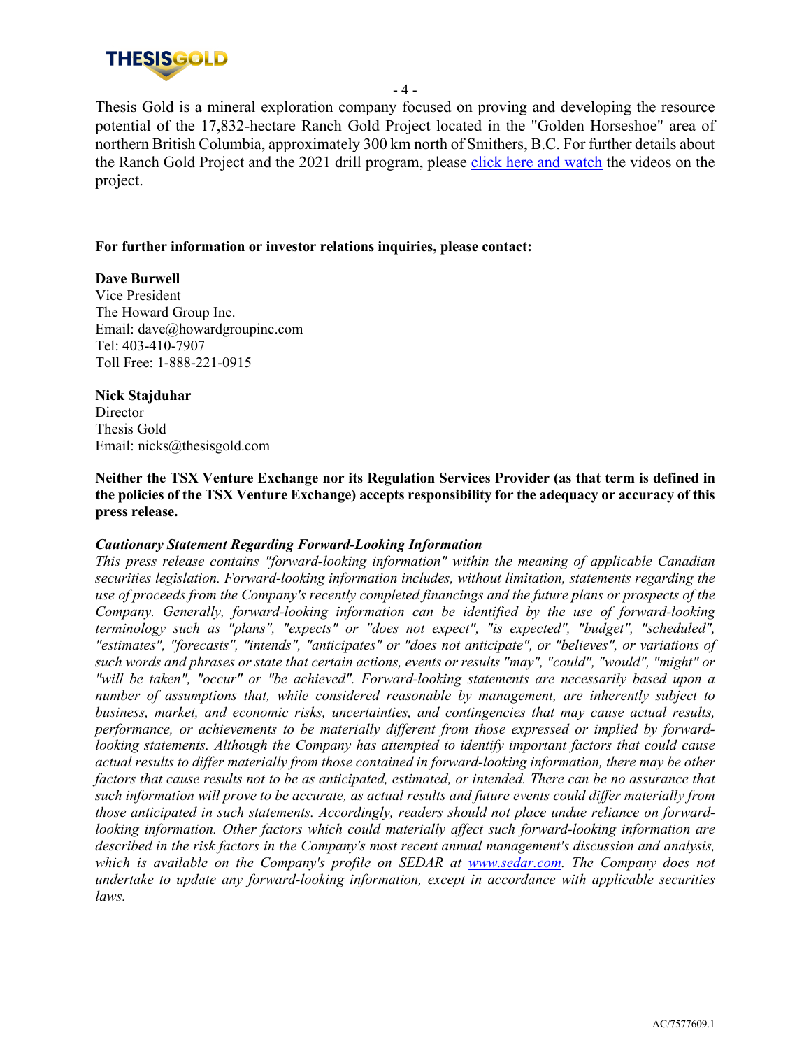Thesis Gold is a mineral exploration company focused on proving and developing the resource potential of the 17,832-hectare Ranch Gold Project located in the "Golden Horseshoe" area of northern British Columbia, approximately 300 km north of Smithers, B.C. For further details about the Ranch Gold Project and the 2021 drill program, please click here and watch the videos on the project.

**For further information or investor relations inquiries, please contact:**

**Dave Burwell**
Vice President
The Howard Group Inc.
Email: dave@howardgroupinc.com
Tel: 403-410-7907
Toll Free: 1-888-221-0915

**Nick Stajduhar**
Director
Thesis Gold
Email: nicks@thesisgold.com

**Neither the TSX Venture Exchange nor its Regulation Services Provider (as that term is defined in the policies of the TSX Venture Exchange) accepts responsibility for the adequacy or accuracy of this press release.**

***Cautionary Statement Regarding Forward-Looking Information***

*This press release contains "forward-looking information" within the meaning of applicable Canadian securities legislation. Forward-looking information includes, without limitation, statements regarding the use of proceeds from the Company's recently completed financings and the future plans or prospects of the Company. Generally, forward-looking information can be identified by the use of forward-looking terminology such as "plans", "expects" or "does not expect", "is expected", "budget", "scheduled", "estimates", "forecasts", "intends", "anticipates" or "does not anticipate", or "believes", or variations of such words and phrases or state that certain actions, events or results "may", "could", "would", "might" or "will be taken", "occur" or "be achieved". Forward-looking statements are necessarily based upon a number of assumptions that, while considered reasonable by management, are inherently subject to business, market, and economic risks, uncertainties, and contingencies that may cause actual results, performance, or achievements to be materially different from those expressed or implied by forward-looking statements. Although the Company has attempted to identify important factors that could cause actual results to differ materially from those contained in forward-looking information, there may be other factors that cause results not to be as anticipated, estimated, or intended. There can be no assurance that such information will prove to be accurate, as actual results and future events could differ materially from those anticipated in such statements. Accordingly, readers should not place undue reliance on forward-looking information. Other factors which could materially affect such forward-looking information are described in the risk factors in the Company's most recent annual management's discussion and analysis, which is available on the Company's profile on SEDAR at www.sedar.com. The Company does not undertake to update any forward-looking information, except in accordance with applicable securities laws.*

AC/7577609.1